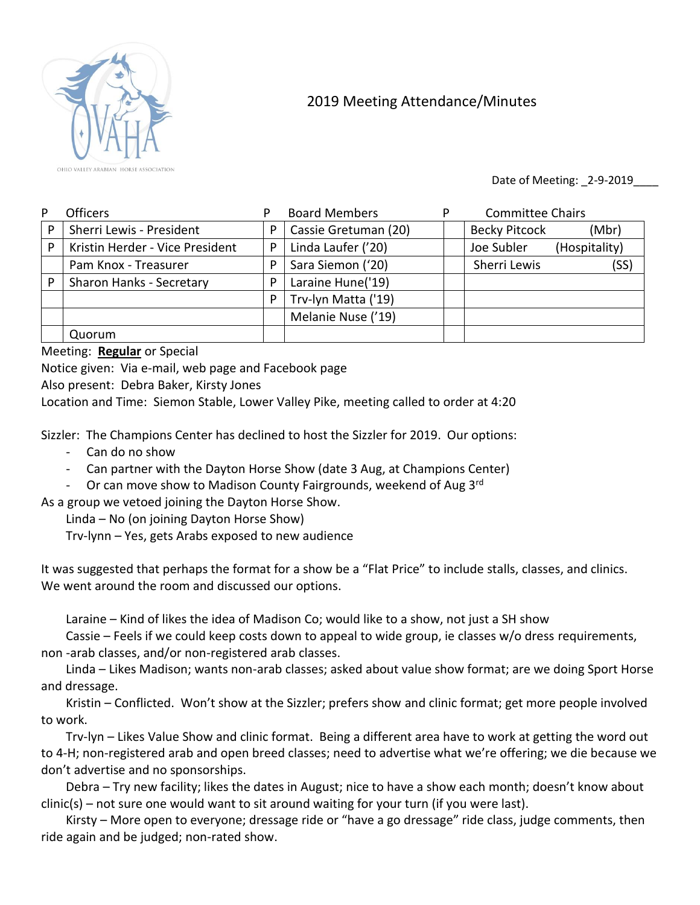OHIO VALLEY ARABIAN HORSE ASSOCIATION

# 2019 Meeting Attendance/Minutes

Date of Meeting: _2-9-2019____

| P | Officers | P | Board Members | P | Committee Chairs |
|---|---|---|---|---|---|
| P | Sherri Lewis - President | P | Cassie Gretuman (20) | | Becky Pitcock (Mbr) |
| P | Kristin Herder - Vice President | P | Linda Laufer ('20) | | Joe Subler (Hospitality) |
| | Pam Knox - Treasurer | P | Sara Siemon ('20) | | Sherri Lewis (SS) |
| P | Sharon Hanks - Secretary | P | Laraine Hune('19) | | |
| | | P | Trv-lyn Matta ('19) | | |
| | | | Melanie Nuse ('19) | | |
| | Quorum | | | | |

Meeting: **Regular** or Special

Notice given: Via e-mail, web page and Facebook page

Also present: Debra Baker, Kirsty Jones

Location and Time: Siemon Stable, Lower Valley Pike, meeting called to order at 4:20

Sizzler: The Champions Center has declined to host the Sizzler for 2019. Our options:

- Can do no show
- Can partner with the Dayton Horse Show (date 3 Aug, at Champions Center)
- Or can move show to Madison County Fairgrounds, weekend of Aug 3rd

As a group we vetoed joining the Dayton Horse Show.

Linda – No (on joining Dayton Horse Show)

Trv-lynn – Yes, gets Arabs exposed to new audience

It was suggested that perhaps the format for a show be a "Flat Price" to include stalls, classes, and clinics. We went around the room and discussed our options.

Laraine – Kind of likes the idea of Madison Co; would like to a show, not just a SH show

Cassie – Feels if we could keep costs down to appeal to wide group, ie classes w/o dress requirements, non -arab classes, and/or non-registered arab classes.

Linda – Likes Madison; wants non-arab classes; asked about value show format; are we doing Sport Horse and dressage.

Kristin – Conflicted. Won't show at the Sizzler; prefers show and clinic format; get more people involved to work.

Trv-lyn – Likes Value Show and clinic format. Being a different area have to work at getting the word out to 4-H; non-registered arab and open breed classes; need to advertise what we're offering; we die because we don't advertise and no sponsorships.

Debra – Try new facility; likes the dates in August; nice to have a show each month; doesn't know about clinic(s) – not sure one would want to sit around waiting for your turn (if you were last).

Kirsty – More open to everyone; dressage ride or "have a go dressage" ride class, judge comments, then ride again and be judged; non-rated show.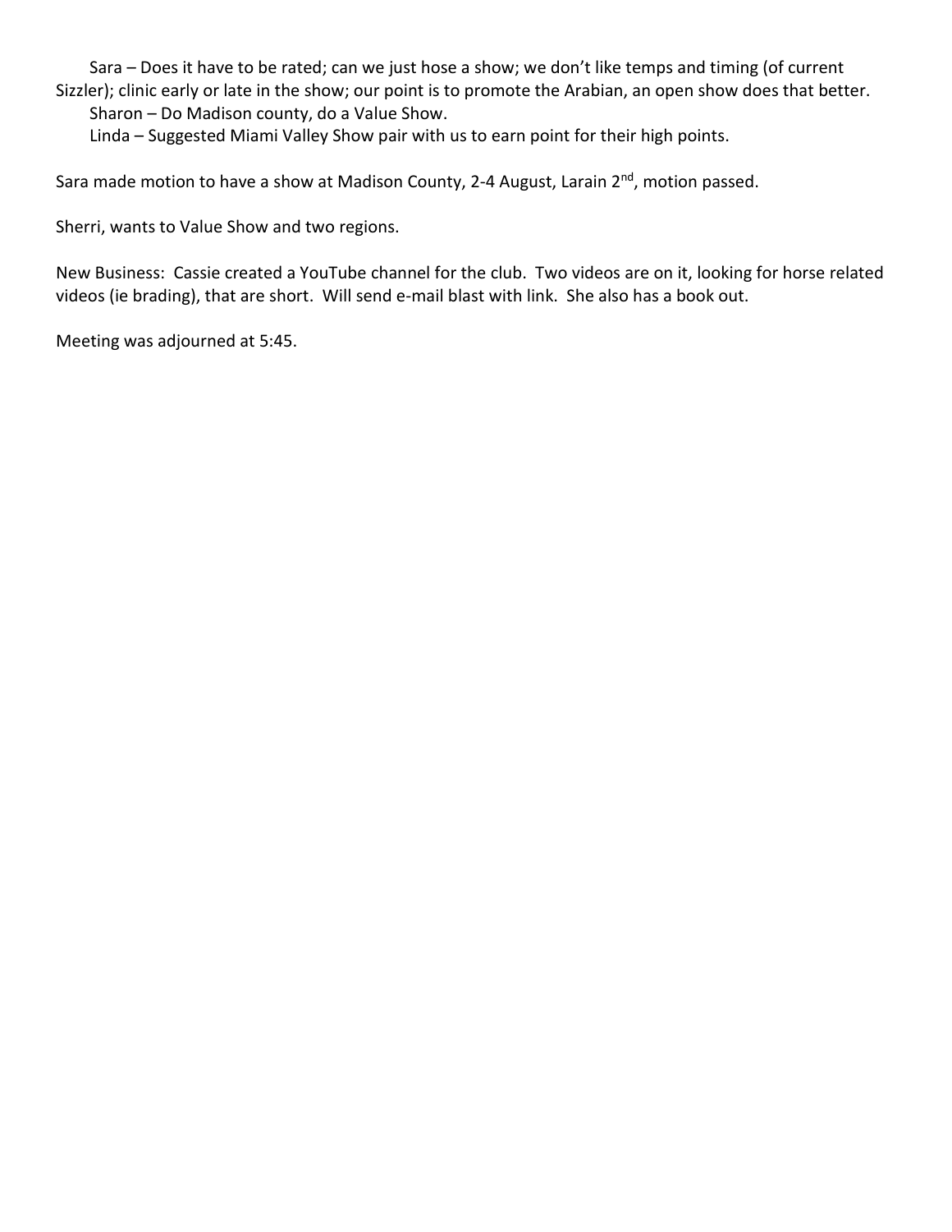Sara – Does it have to be rated; can we just hose a show; we don't like temps and timing (of current Sizzler); clinic early or late in the show; our point is to promote the Arabian, an open show does that better.

Sharon – Do Madison county, do a Value Show.

Linda – Suggested Miami Valley Show pair with us to earn point for their high points.

Sara made motion to have a show at Madison County, 2-4 August, Larain 2nd, motion passed.

Sherri, wants to Value Show and two regions.

New Business: Cassie created a YouTube channel for the club. Two videos are on it, looking for horse related videos (ie brading), that are short. Will send e-mail blast with link. She also has a book out.

Meeting was adjourned at 5:45.